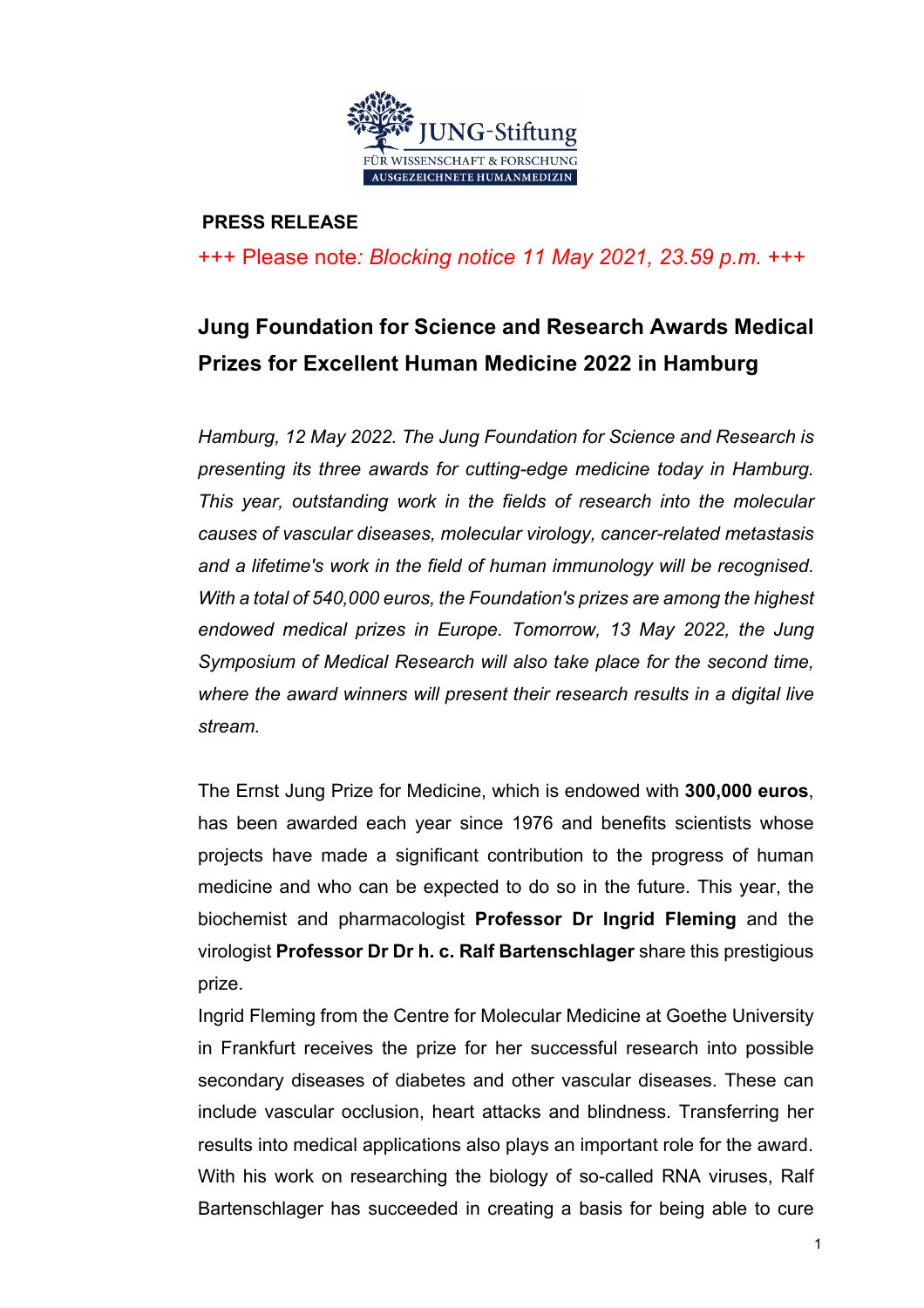JUNG-Stiftung
FÜR WISSENSCHAFT & FORSCHUNG
AUSGEZEICHNETE HUMANMEDIZIN

**PRESS RELEASE**

+++ Please note*: Blocking notice 11 May 2021, 23.59 p.m.* +++

## Jung Foundation for Science and Research Awards Medical Prizes for Excellent Human Medicine 2022 in Hamburg

*Hamburg, 12 May 2022. The Jung Foundation for Science and Research is presenting its three awards for cutting-edge medicine today in Hamburg. This year, outstanding work in the fields of research into the molecular causes of vascular diseases, molecular virology, cancer-related metastasis and a lifetime's work in the field of human immunology will be recognised. With a total of 540,000 euros, the Foundation's prizes are among the highest endowed medical prizes in Europe. Tomorrow, 13 May 2022, the Jung Symposium of Medical Research will also take place for the second time, where the award winners will present their research results in a digital live stream.*

The Ernst Jung Prize for Medicine, which is endowed with **300,000 euros**, has been awarded each year since 1976 and benefits scientists whose projects have made a significant contribution to the progress of human medicine and who can be expected to do so in the future. This year, the biochemist and pharmacologist **Professor Dr Ingrid Fleming** and the virologist **Professor Dr Dr h. c. Ralf Bartenschlager** share this prestigious prize.

Ingrid Fleming from the Centre for Molecular Medicine at Goethe University in Frankfurt receives the prize for her successful research into possible secondary diseases of diabetes and other vascular diseases. These can include vascular occlusion, heart attacks and blindness. Transferring her results into medical applications also plays an important role for the award. With his work on researching the biology of so-called RNA viruses, Ralf Bartenschlager has succeeded in creating a basis for being able to cure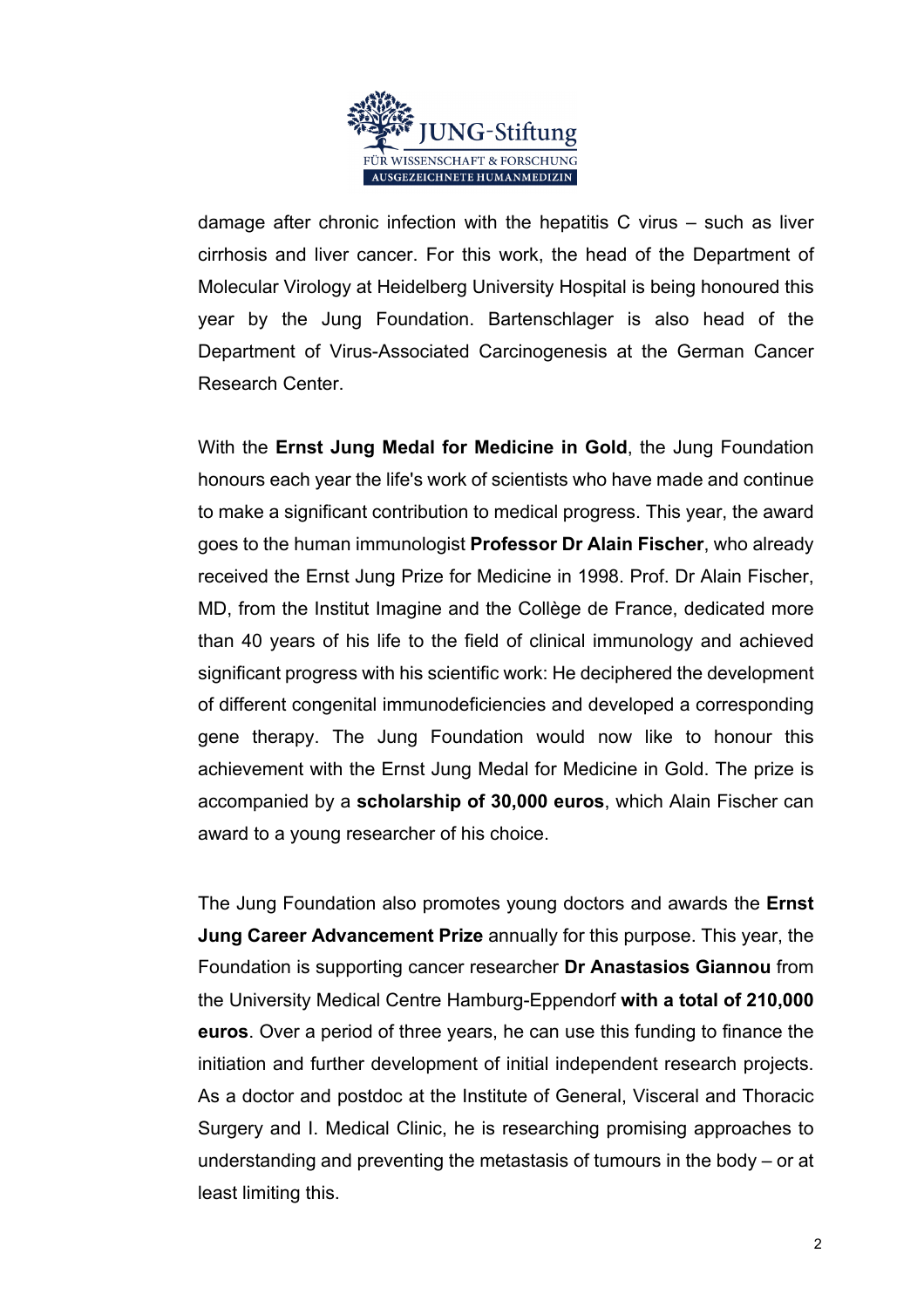damage after chronic infection with the hepatitis C virus – such as liver cirrhosis and liver cancer. For this work, the head of the Department of Molecular Virology at Heidelberg University Hospital is being honoured this year by the Jung Foundation. Bartenschlager is also head of the Department of Virus-Associated Carcinogenesis at the German Cancer Research Center.

With the **Ernst Jung Medal for Medicine in Gold**, the Jung Foundation honours each year the life's work of scientists who have made and continue to make a significant contribution to medical progress. This year, the award goes to the human immunologist **Professor Dr Alain Fischer**, who already received the Ernst Jung Prize for Medicine in 1998. Prof. Dr Alain Fischer, MD, from the Institut Imagine and the Collège de France, dedicated more than 40 years of his life to the field of clinical immunology and achieved significant progress with his scientific work: He deciphered the development of different congenital immunodeficiencies and developed a corresponding gene therapy. The Jung Foundation would now like to honour this achievement with the Ernst Jung Medal for Medicine in Gold. The prize is accompanied by a **scholarship of 30,000 euros**, which Alain Fischer can award to a young researcher of his choice.

The Jung Foundation also promotes young doctors and awards the **Ernst Jung Career Advancement Prize** annually for this purpose. This year, the Foundation is supporting cancer researcher **Dr Anastasios Giannou** from the University Medical Centre Hamburg-Eppendorf **with a total of 210,000 euros**. Over a period of three years, he can use this funding to finance the initiation and further development of initial independent research projects. As a doctor and postdoc at the Institute of General, Visceral and Thoracic Surgery and I. Medical Clinic, he is researching promising approaches to understanding and preventing the metastasis of tumours in the body – or at least limiting this.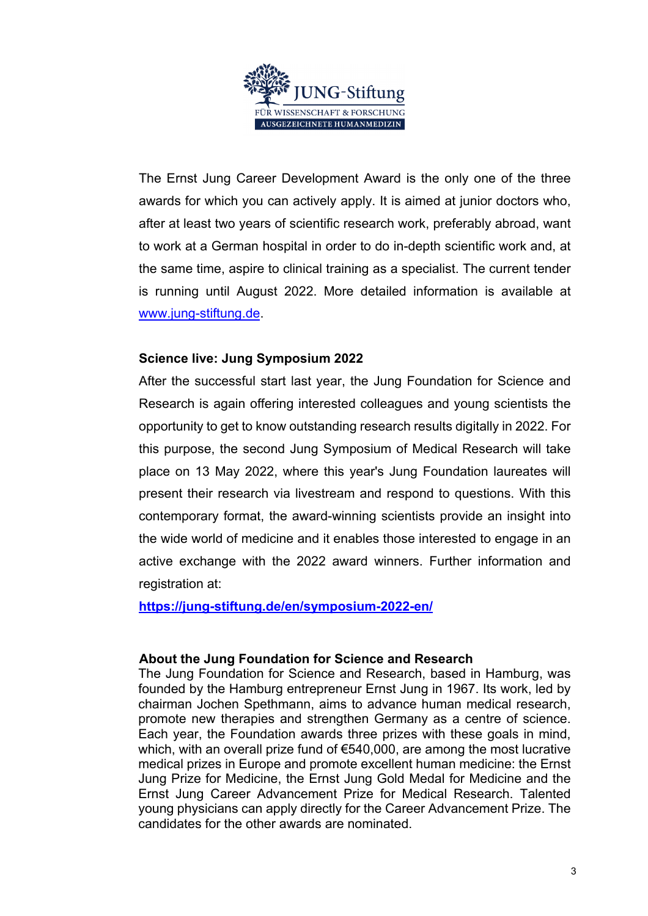The Ernst Jung Career Development Award is the only one of the three awards for which you can actively apply. It is aimed at junior doctors who, after at least two years of scientific research work, preferably abroad, want to work at a German hospital in order to do in-depth scientific work and, at the same time, aspire to clinical training as a specialist. The current tender is running until August 2022. More detailed information is available at www.jung-stiftung.de.

**Science live: Jung Symposium 2022**

After the successful start last year, the Jung Foundation for Science and Research is again offering interested colleagues and young scientists the opportunity to get to know outstanding research results digitally in 2022. For this purpose, the second Jung Symposium of Medical Research will take place on 13 May 2022, where this year's Jung Foundation laureates will present their research via livestream and respond to questions. With this contemporary format, the award-winning scientists provide an insight into the wide world of medicine and it enables those interested to engage in an active exchange with the 2022 award winners. Further information and registration at:

**https://jung-stiftung.de/en/symposium-2022-en/**

**About the Jung Foundation for Science and Research**

The Jung Foundation for Science and Research, based in Hamburg, was founded by the Hamburg entrepreneur Ernst Jung in 1967. Its work, led by chairman Jochen Spethmann, aims to advance human medical research, promote new therapies and strengthen Germany as a centre of science. Each year, the Foundation awards three prizes with these goals in mind, which, with an overall prize fund of €540,000, are among the most lucrative medical prizes in Europe and promote excellent human medicine: the Ernst Jung Prize for Medicine, the Ernst Jung Gold Medal for Medicine and the Ernst Jung Career Advancement Prize for Medical Research. Talented young physicians can apply directly for the Career Advancement Prize. The candidates for the other awards are nominated.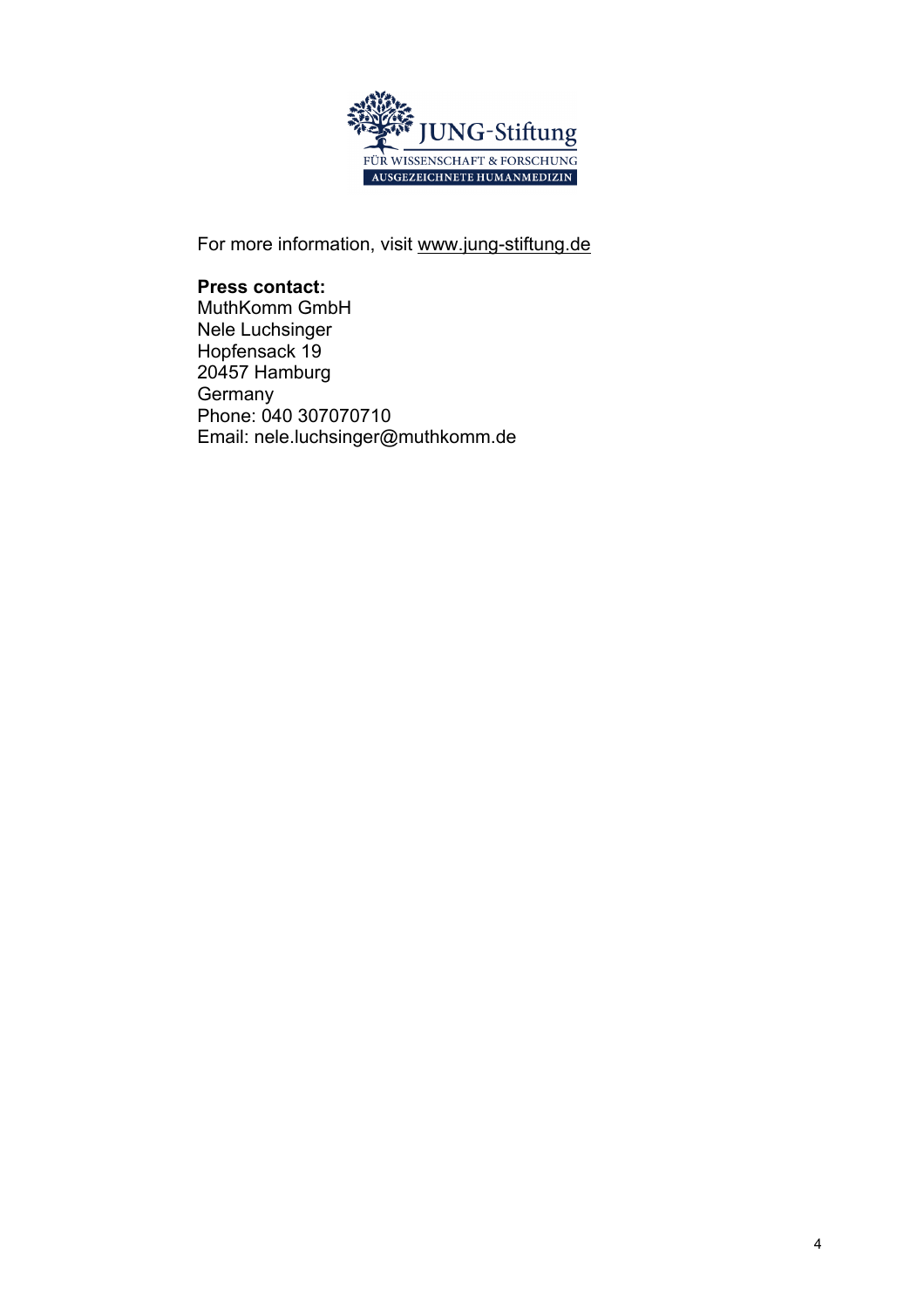JUNG-Stiftung
FÜR WISSENSCHAFT & FORSCHUNG
AUSGEZEICHNETE HUMANMEDIZIN

For more information, visit www.jung-stiftung.de

**Press contact:**
MuthKomm GmbH
Nele Luchsinger
Hopfensack 19
20457 Hamburg
Germany
Phone: 040 307070710
Email: nele.luchsinger@muthkomm.de